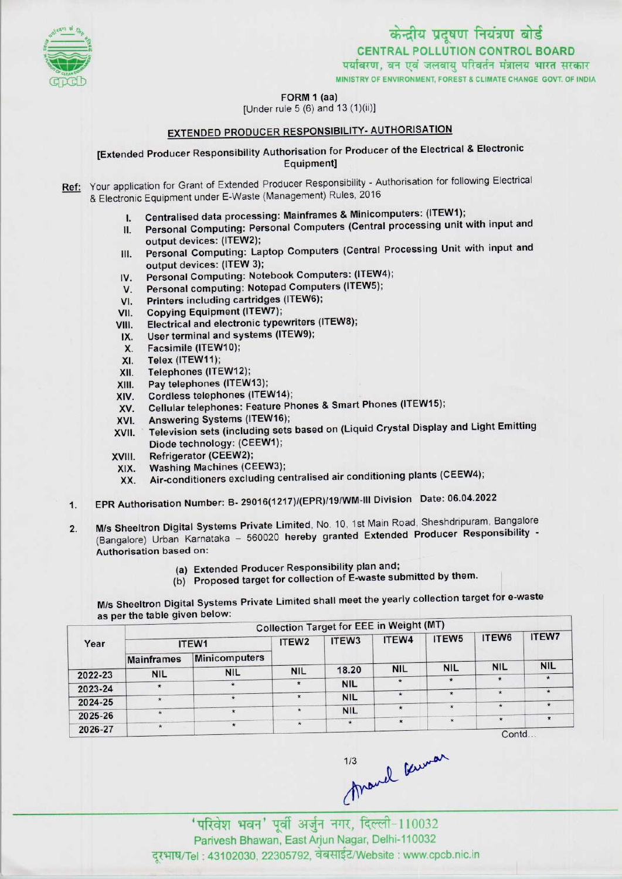केन्द्रीय प्रदूषण नियंत्रण बोर्ड
**CENTRAL POLLUTION CONTROL BOARD**
पर्यावरण, वन एवं जलवायु परिवर्तन मंत्रालय भारत सरकार
MINISTRY OF ENVIRONMENT, FOREST & CLIMATE CHANGE GOVT. OF INDIA

**FORM 1 (aa)**
[Under rule 5 (6) and 13 (1)(ii)]

## EXTENDED PRODUCER RESPONSIBILITY- AUTHORISATION

**[Extended Producer Responsibility Authorisation for Producer of the Electrical & Electronic Equipment]**

**Ref:** Your application for Grant of Extended Producer Responsibility - Authorisation for following Electrical & Electronic Equipment under E-Waste (Management) Rules, 2016

I. Centralised data processing: Mainframes & Minicomputers: (ITEW1);
II. Personal Computing: Personal Computers (Central processing unit with input and output devices: (ITEW2);
III. Personal Computing: Laptop Computers (Central Processing Unit with input and output devices: (ITEW 3);
IV. Personal Computing: Notebook Computers: (ITEW4);
V. Personal computing: Notepad Computers (ITEW5);
VI. Printers including cartridges (ITEW6);
VII. Copying Equipment (ITEW7);
VIII. Electrical and electronic typewriters (ITEW8);
IX. User terminal and systems (ITEW9);
X. Facsimile (ITEW10);
XI. Telex (ITEW11);
XII. Telephones (ITEW12);
XIII. Pay telephones (ITEW13);
XIV. Cordless telephones (ITEW14);
XV. Cellular telephones: Feature Phones & Smart Phones (ITEW15);
XVI. Answering Systems (ITEW16);
XVII. Television sets (including sets based on (Liquid Crystal Display and Light Emitting Diode technology: (CEEW1);
XVIII. Refrigerator (CEEW2);
XIX. Washing Machines (CEEW3);
XX. Air-conditioners excluding centralised air conditioning plants (CEEW4);

1. EPR Authorisation Number: B- 29016(1217)/(EPR)/19/WM-III Division Date: 06.04.2022

2. M/s Sheeltron Digital Systems Private Limited, No. 10, 1st Main Road, Sheshdripuram, Bangalore (Bangalore) Urban Karnataka – 560020 hereby granted Extended Producer Responsibility - Authorisation based on:

   (a) Extended Producer Responsibility plan and;
   (b) Proposed target for collection of E-waste submitted by them.

M/s Sheeltron Digital Systems Private Limited shall meet the yearly collection target for e-waste as per the table given below:

| Year | Collection Target for EEE in Weight (MT) | | | | | | | |
|---|---|---|---|---|---|---|---|---|
| | ITEW1 | | ITEW2 | ITEW3 | ITEW4 | ITEW5 | ITEW6 | ITEW7 |
| | Mainframes | Minicomputers | | | | | | |
| 2022-23 | NIL | NIL | NIL | 18.20 | NIL | NIL | NIL | NIL |
| 2023-24 | * | * | * | NIL | * | * | * | * |
| 2024-25 | * | * | * | NIL | * | * | * | * |
| 2025-26 | * | * | * | NIL | * | * | * | * |
| 2026-27 | * | * | * | * | * | * | * | * |

Contd...

'परिवेश भवन' पूर्वी अर्जुन नगर, दिल्ली-110032
Parivesh Bhawan, East Arjun Nagar, Delhi-110032
दूरभाष/Tel : 43102030, 22305792, वेबसाईट/Website : www.cpcb.nic.in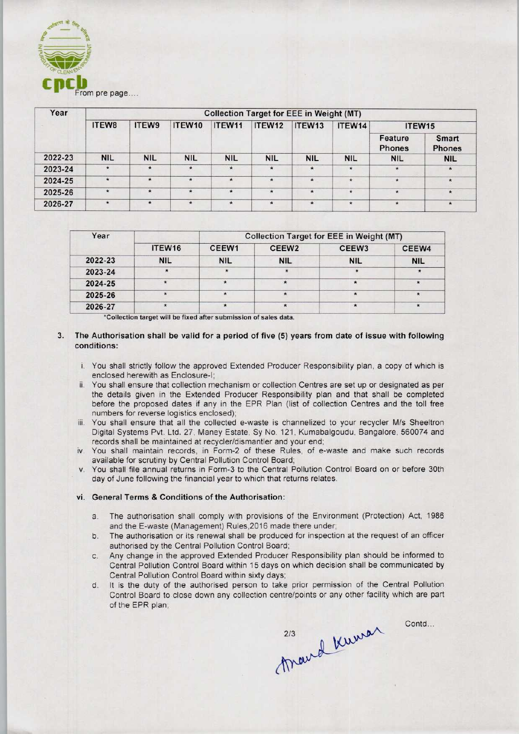From pre page....

| Year | Collection Target for EEE in Weight (MT) | | | | | | | | |
|---|---|---|---|---|---|---|---|---|---|
| | ITEW8 | ITEW9 | ITEW10 | ITEW11 | ITEW12 | ITEW13 | ITEW14 | ITEW15 | |
| | | | | | | | | Feature Phones | Smart Phones |
| 2022-23 | NIL | NIL | NIL | NIL | NIL | NIL | NIL | NIL | NIL |
| 2023-24 | * | * | * | * | * | * | * | * | * |
| 2024-25 | * | * | * | * | * | * | * | * | * |
| 2025-26 | * | * | * | * | * | * | * | * | * |
| 2026-27 | * | * | * | * | * | * | * | * | * |

| Year | | Collection Target for EEE in Weight (MT) | | | |
|---|---|---|---|---|---|
| | ITEW16 | CEEW1 | CEEW2 | CEEW3 | CEEW4 |
| 2022-23 | NIL | NIL | NIL | NIL | NIL |
| 2023-24 | * | * | * | * | * |
| 2024-25 | * | * | * | * | * |
| 2025-26 | * | * | * | * | * |
| 2026-27 | * | * | * | * | * |

*Collection target will be fixed after submission of sales data.

3. **The Authorisation shall be valid for a period of five (5) years from date of issue with following conditions:**

   i. You shall strictly follow the approved Extended Producer Responsibility plan, a copy of which is enclosed herewith as Enclosure-I;

   ii. You shall ensure that collection mechanism or collection Centres are set up or designated as per the details given in the Extended Producer Responsibility plan and that shall be completed before the proposed dates if any in the EPR Plan (list of collection Centres and the toll free numbers for reverse logistics enclosed);

   iii. You shall ensure that all the collected e-waste is channelized to your recycler M/s Sheeltron Digital Systems Pvt. Ltd. 27, Maney Estate, Sy No. 121, Kumabalgoudu, Bangalore, 560074 and records shall be maintained at recycler/dismantler and your end;

   iv. You shall maintain records, in Form-2 of these Rules, of e-waste and make such records available for scrutiny by Central Pollution Control Board;

   v. You shall file annual returns in Form-3 to the Central Pollution Control Board on or before 30th day of June following the financial year to which that returns relates.

   **vi. General Terms & Conditions of the Authorisation:**

   a. The authorisation shall comply with provisions of the Environment (Protection) Act, 1986 and the E-waste (Management) Rules,2016 made there under;

   b. The authorisation or its renewal shall be produced for inspection at the request of an officer authorised by the Central Pollution Control Board;

   c. Any change in the approved Extended Producer Responsibility plan should be informed to Central Pollution Control Board within 15 days on which decision shall be communicated by Central Pollution Control Board within sixty days;

   d. It is the duty of the authorised person to take prior permission of the Central Pollution Control Board to close down any collection centre/points or any other facility which are part of the EPR plan;

Contd...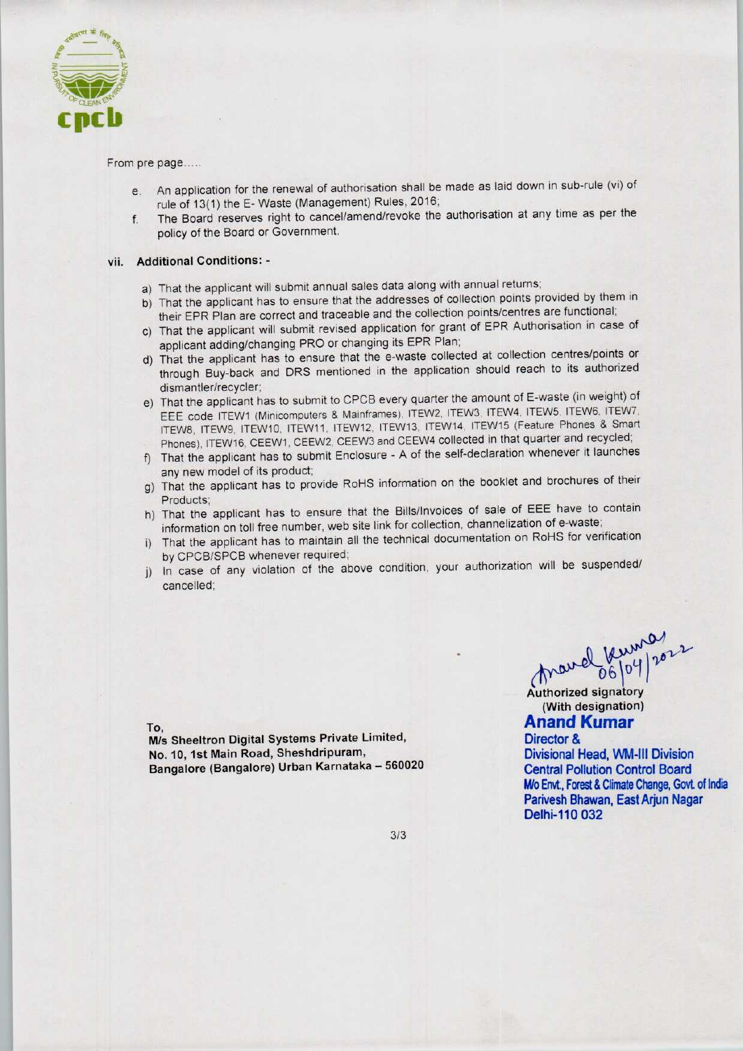From pre page.....

e. An application for the renewal of authorisation shall be made as laid down in sub-rule (vi) of rule of 13(1) the E- Waste (Management) Rules, 2016;
f. The Board reserves right to cancel/amend/revoke the authorisation at any time as per the policy of the Board or Government.

**vii. Additional Conditions: -**

a) That the applicant will submit annual sales data along with annual returns;
b) That the applicant has to ensure that the addresses of collection points provided by them in their EPR Plan are correct and traceable and the collection points/centres are functional;
c) That the applicant will submit revised application for grant of EPR Authorisation in case of applicant adding/changing PRO or changing its EPR Plan;
d) That the applicant has to ensure that the e-waste collected at collection centres/points or through Buy-back and DRS mentioned in the application should reach to its authorized dismantler/recycler;
e) That the applicant has to submit to CPCB every quarter the amount of E-waste (in weight) of EEE code ITEW1 (Minicomputers & Mainframes), ITEW2, ITEW3, ITEW4, ITEW5, ITEW6, ITEW7, ITEW8, ITEW9, ITEW10, ITEW11, ITEW12, ITEW13, ITEW14, ITEW15 (Feature Phones & Smart Phones), ITEW16, CEEW1, CEEW2, CEEW3 and CEEW4 collected in that quarter and recycled;
f) That the applicant has to submit Enclosure - A of the self-declaration whenever it launches any new model of its product;
g) That the applicant has to provide RoHS information on the booklet and brochures of their Products;
h) That the applicant has to ensure that the Bills/Invoices of sale of EEE have to contain information on toll free number, web site link for collection, channelization of e-waste;
i) That the applicant has to maintain all the technical documentation on RoHS for verification by CPCB/SPCB whenever required;
j) In case of any violation of the above condition, your authorization will be suspended/ cancelled;

Anand Kumar
06/04/2022

Authorized signatory
(With designation)

**Anand Kumar**
Director &
Divisional Head, WM-III Division
Central Pollution Control Board
M/o Envt., Forest & Climate Change, Govt. of India
Parivesh Bhawan, East Arjun Nagar
Delhi-110 032

To,
**M/s Sheeltron Digital Systems Private Limited,**
**No. 10, 1st Main Road, Sheshdripuram,**
**Bangalore (Bangalore) Urban Karnataka – 560020**